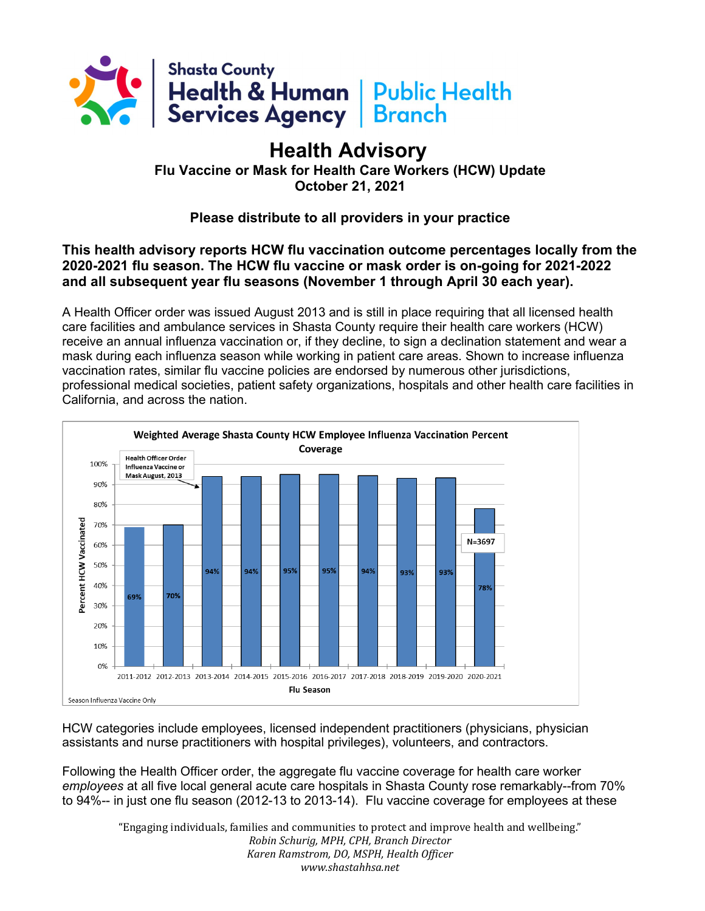Shasta County
Health & Human Services Agency | Public Health Branch

# Health Advisory

**Flu Vaccine or Mask for Health Care Workers (HCW) Update**
**October 21, 2021**

**Please distribute to all providers in your practice**

**This health advisory reports HCW flu vaccination outcome percentages locally from the 2020-2021 flu season. The HCW flu vaccine or mask order is on-going for 2021-2022 and all subsequent year flu seasons (November 1 through April 30 each year).**

A Health Officer order was issued August 2013 and is still in place requiring that all licensed health care facilities and ambulance services in Shasta County require their health care workers (HCW) receive an annual influenza vaccination or, if they decline, to sign a declination statement and wear a mask during each influenza season while working in patient care areas. Shown to increase influenza vaccination rates, similar flu vaccine policies are endorsed by numerous other jurisdictions, professional medical societies, patient safety organizations, hospitals and other health care facilities in California, and across the nation.

**Weighted Average Shasta County HCW Employee Influenza Vaccination Percent Coverage**

| Flu Season | Percent HCW Vaccinated |
|---|---|
| 2011-2012 | 69% |
| 2012-2013 | 70% |
| 2013-2014 | 94% |
| 2014-2015 | 94% |
| 2015-2016 | 95% |
| 2016-2017 | 95% |
| 2017-2018 | 94% |
| 2018-2019 | 93% |
| 2019-2020 | 93% |
| 2020-2021 | 78% (N=3697) |

Health Officer Order Influenza Vaccine or Mask August, 2013

Season Influenza Vaccine Only

HCW categories include employees, licensed independent practitioners (physicians, physician assistants and nurse practitioners with hospital privileges), volunteers, and contractors.

Following the Health Officer order, the aggregate flu vaccine coverage for health care worker *employees* at all five local general acute care hospitals in Shasta County rose remarkably--from 70% to 94%-- in just one flu season (2012-13 to 2013-14). Flu vaccine coverage for employees at these

"Engaging individuals, families and communities to protect and improve health and wellbeing."
*Robin Schurig, MPH, CPH, Branch Director*
*Karen Ramstrom, DO, MSPH, Health Officer*
*www.shastahhsa.net*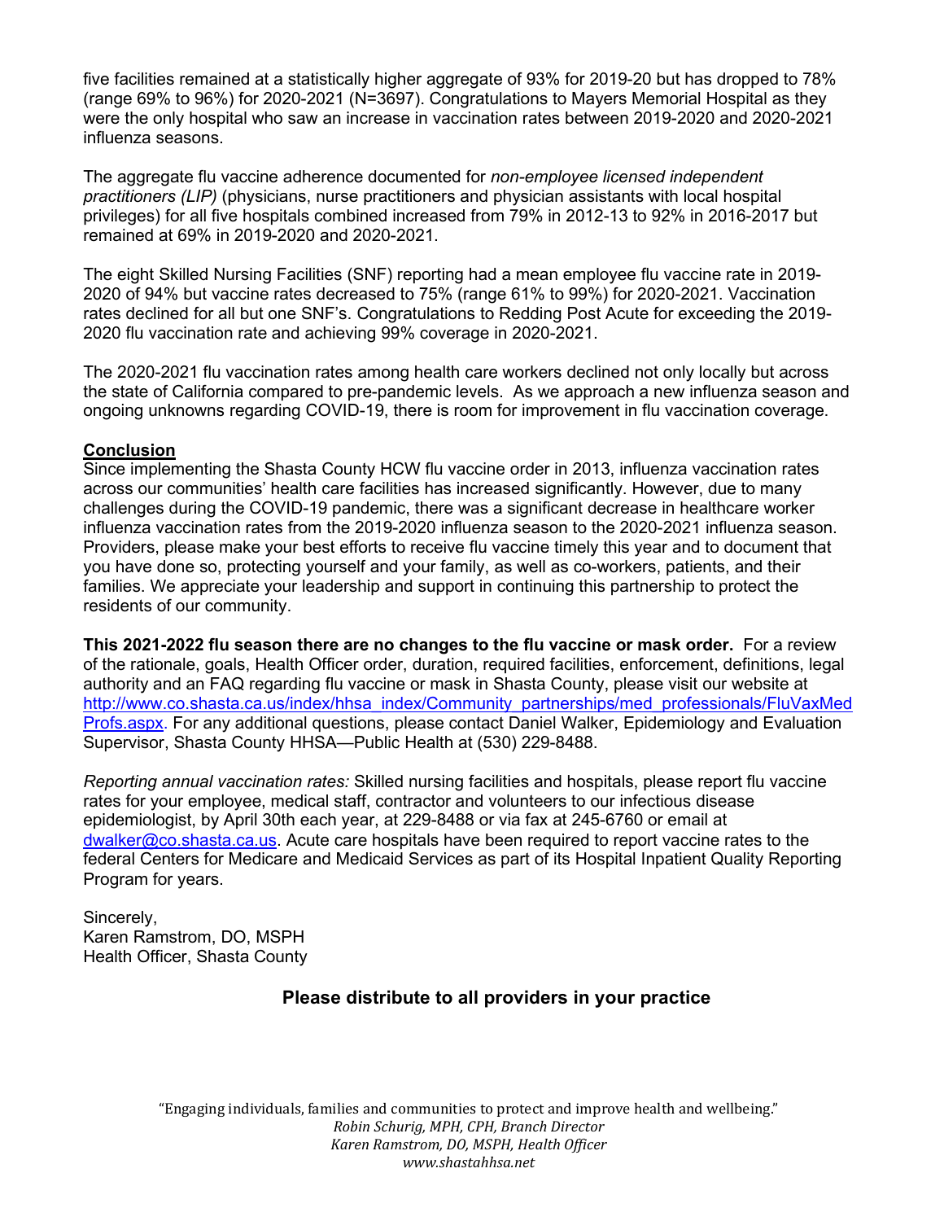five facilities remained at a statistically higher aggregate of 93% for 2019-20 but has dropped to 78% (range 69% to 96%) for 2020-2021 (N=3697). Congratulations to Mayers Memorial Hospital as they were the only hospital who saw an increase in vaccination rates between 2019-2020 and 2020-2021 influenza seasons.

The aggregate flu vaccine adherence documented for *non-employee licensed independent practitioners (LIP)* (physicians, nurse practitioners and physician assistants with local hospital privileges) for all five hospitals combined increased from 79% in 2012-13 to 92% in 2016-2017 but remained at 69% in 2019-2020 and 2020-2021.

The eight Skilled Nursing Facilities (SNF) reporting had a mean employee flu vaccine rate in 2019-2020 of 94% but vaccine rates decreased to 75% (range 61% to 99%) for 2020-2021. Vaccination rates declined for all but one SNF's. Congratulations to Redding Post Acute for exceeding the 2019-2020 flu vaccination rate and achieving 99% coverage in 2020-2021.

The 2020-2021 flu vaccination rates among health care workers declined not only locally but across the state of California compared to pre-pandemic levels. As we approach a new influenza season and ongoing unknowns regarding COVID-19, there is room for improvement in flu vaccination coverage.

**Conclusion**

Since implementing the Shasta County HCW flu vaccine order in 2013, influenza vaccination rates across our communities' health care facilities has increased significantly. However, due to many challenges during the COVID-19 pandemic, there was a significant decrease in healthcare worker influenza vaccination rates from the 2019-2020 influenza season to the 2020-2021 influenza season. Providers, please make your best efforts to receive flu vaccine timely this year and to document that you have done so, protecting yourself and your family, as well as co-workers, patients, and their families. We appreciate your leadership and support in continuing this partnership to protect the residents of our community.

**This 2021-2022 flu season there are no changes to the flu vaccine or mask order.** For a review of the rationale, goals, Health Officer order, duration, required facilities, enforcement, definitions, legal authority and an FAQ regarding flu vaccine or mask in Shasta County, please visit our website at http://www.co.shasta.ca.us/index/hhsa_index/Community_partnerships/med_professionals/FluVaxMedProfs.aspx. For any additional questions, please contact Daniel Walker, Epidemiology and Evaluation Supervisor, Shasta County HHSA—Public Health at (530) 229-8488.

*Reporting annual vaccination rates:* Skilled nursing facilities and hospitals, please report flu vaccine rates for your employee, medical staff, contractor and volunteers to our infectious disease epidemiologist, by April 30th each year, at 229-8488 or via fax at 245-6760 or email at dwalker@co.shasta.ca.us. Acute care hospitals have been required to report vaccine rates to the federal Centers for Medicare and Medicaid Services as part of its Hospital Inpatient Quality Reporting Program for years.

Sincerely,
Karen Ramstrom, DO, MSPH
Health Officer, Shasta County

**Please distribute to all providers in your practice**

"Engaging individuals, families and communities to protect and improve health and wellbeing."
*Robin Schurig, MPH, CPH, Branch Director*
*Karen Ramstrom, DO, MSPH, Health Officer*
*www.shastahhsa.net*